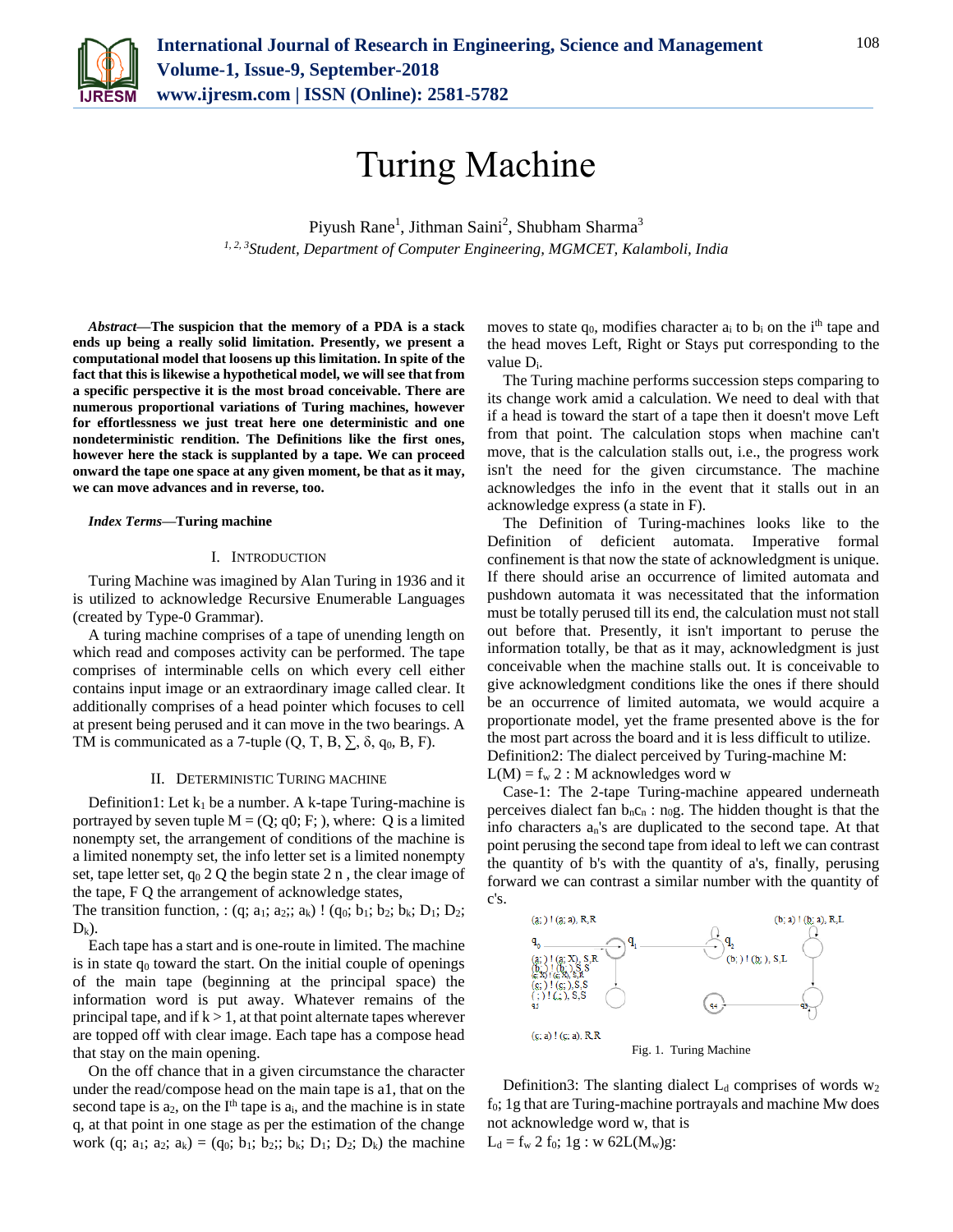# Turing Machine

Piyush Rane[1], Jithman Saini[2], Shubham Sharma[3]

[1, 2, 3]*Student, Department of Computer Engineering, MGMCET, Kalamboli, India*

***Abstract*—The suspicion that the memory of a PDA is a stack ends up being a really solid limitation. Presently, we present a computational model that loosens up this limitation. In spite of the fact that this is likewise a hypothetical model, we will see that from a specific perspective it is the most broad conceivable. There are numerous proportional variations of Turing machines, however for effortlessness we just treat here one deterministic and one nondeterministic rendition. The Definitions like the first ones, however here the stack is supplanted by a tape. We can proceed onward the tape one space at any given moment, be that as it may, we can move advances and in reverse, too.**

***Index Terms*—Turing machine**

## I. Introduction

Turing Machine was imagined by Alan Turing in 1936 and it is utilized to acknowledge Recursive Enumerable Languages (created by Type-0 Grammar).

A turing machine comprises of a tape of unending length on which read and composes activity can be performed. The tape comprises of interminable cells on which every cell either contains input image or an extraordinary image called clear. It additionally comprises of a head pointer which focuses to cell at present being perused and it can move in the two bearings. A TM is communicated as a 7-tuple (Q, T, B, ∑, δ, $q_0$, B, F).

## II. Deterministic Turing Machine

Definition1: Let $k_1$ be a number. A k-tape Turing-machine is portrayed by seven tuple M = (Q; q0; F; ), where: Q is a limited nonempty set, the arrangement of conditions of the machine is a limited nonempty set, the info letter set is a limited nonempty set, tape letter set, $q_0$ 2 Q the begin state 2 n , the clear image of the tape, F Q the arrangement of acknowledge states,

The transition function, : (q; $a_1$; $a_2$;; $a_k$) ! ($q_0$; $b_1$; $b_2$; $b_k$; $D_1$; $D_2$; $D_k$).

Each tape has a start and is one-route in limited. The machine is in state $q_0$ toward the start. On the initial couple of openings of the main tape (beginning at the principal space) the information word is put away. Whatever remains of the principal tape, and if k > 1, at that point alternate tapes wherever are topped off with clear image. Each tape has a compose head that stay on the main opening.

On the off chance that in a given circumstance the character under the read/compose head on the main tape is a1, that on the second tape is $a_2$, on the I[th] tape is $a_i$, and the machine is in state q, at that point in one stage as per the estimation of the change work (q; $a_1$; $a_2$; $a_k$) = ($q_0$; $b_1$; $b_2$;; $b_k$; $D_1$; $D_2$; $D_k$) the machine moves to state $q_0$, modifies character $a_i$ to $b_i$ on the i[th] tape and the head moves Left, Right or Stays put corresponding to the value $D_i$.

The Turing machine performs succession steps comparing to its change work amid a calculation. We need to deal with that if a head is toward the start of a tape then it doesn't move Left from that point. The calculation stops when machine can't move, that is the calculation stalls out, i.e., the progress work isn't the need for the given circumstance. The machine acknowledges the info in the event that it stalls out in an acknowledge express (a state in F).

The Definition of Turing-machines looks like to the Definition of deficient automata. Imperative formal confinement is that now the state of acknowledgment is unique. If there should arise an occurrence of limited automata and pushdown automata it was necessitated that the information must be totally perused till its end, the calculation must not stall out before that. Presently, it isn't important to peruse the information totally, be that as it may, acknowledgment is just conceivable when the machine stalls out. It is conceivable to give acknowledgment conditions like the ones if there should be an occurrence of limited automata, we would acquire a proportionate model, yet the frame presented above is the for the most part across the board and it is less difficult to utilize.

Definition2: The dialect perceived by Turing-machine M:

L(M) = $f_w$ 2 : M acknowledges word w

Case-1: The 2-tape Turing-machine appeared underneath perceives dialect fan $b_nc_n$ : $n_0$g. The hidden thought is that the info characters $a_n$'s are duplicated to the second tape. At that point perusing the second tape from ideal to left we can contrast the quantity of b's with the quantity of a's, finally, perusing forward we can contrast a similar number with the quantity of c's.

Fig. 1. Turing Machine

Definition3: The slanting dialect $L_d$ comprises of words $w_2$ $f_0$; 1g that are Turing-machine portrayals and machine Mw does not acknowledge word w, that is

$L_d$ = $f_w$ 2 $f_0$; 1g : w 62L($M_w$)g: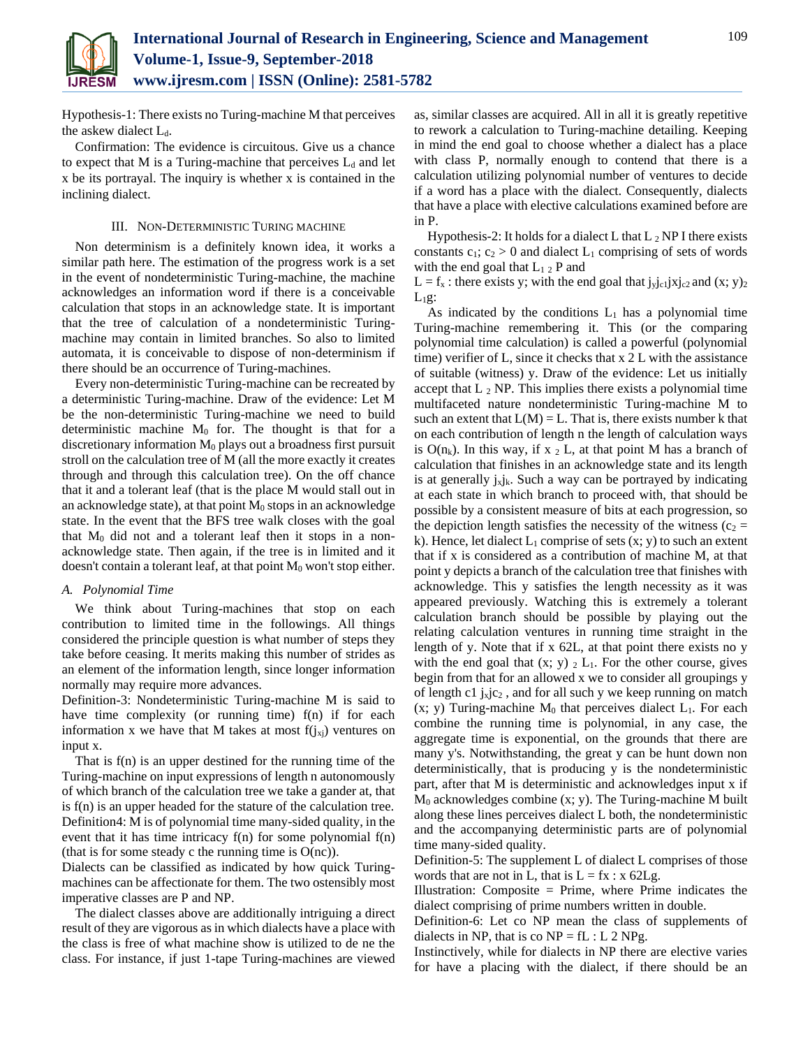Hypothesis-1: There exists no Turing-machine M that perceives the askew dialect $L_d$.

Confirmation: The evidence is circuitous. Give us a chance to expect that M is a Turing-machine that perceives $L_d$ and let x be its portrayal. The inquiry is whether x is contained in the inclining dialect.

## III. Non-Deterministic Turing machine

Non determinism is a definitely known idea, it works a similar path here. The estimation of the progress work is a set in the event of nondeterministic Turing-machine, the machine acknowledges an information word if there is a conceivable calculation that stops in an acknowledge state. It is important that the tree of calculation of a nondeterministic Turing-machine may contain in limited branches. So also to limited automata, it is conceivable to dispose of non-determinism if there should be an occurrence of Turing-machines.

Every non-deterministic Turing-machine can be recreated by a deterministic Turing-machine. Draw of the evidence: Let M be the non-deterministic Turing-machine we need to build deterministic machine $M_0$ for. The thought is that for a discretionary information $M_0$ plays out a broadness first pursuit stroll on the calculation tree of M (all the more exactly it creates through and through this calculation tree). On the off chance that it and a tolerant leaf (that is the place M would stall out in an acknowledge state), at that point $M_0$ stops in an acknowledge state. In the event that the BFS tree walk closes with the goal that $M_0$ did not and a tolerant leaf then it stops in a non-acknowledge state. Then again, if the tree is in limited and it doesn't contain a tolerant leaf, at that point $M_0$ won't stop either.

### A. Polynomial Time

We think about Turing-machines that stop on each contribution to limited time in the followings. All things considered the principle question is what number of steps they take before ceasing. It merits making this number of strides as an element of the information length, since longer information normally may require more advances.

Definition-3: Nondeterministic Turing-machine M is said to have time complexity (or running time) f(n) if for each information x we have that M takes at most $f(j_{x}j)$ ventures on input x.

That is f(n) is an upper destined for the running time of the Turing-machine on input expressions of length n autonomously of which branch of the calculation tree we take a gander at, that is f(n) is an upper headed for the stature of the calculation tree.

Definition4: M is of polynomial time many-sided quality, in the event that it has time intricacy f(n) for some polynomial f(n) (that is for some steady c the running time is O(nc)).

Dialects can be classified as indicated by how quick Turing-machines can be affectionate for them. The two ostensibly most imperative classes are P and NP.

The dialect classes above are additionally intriguing a direct result of they are vigorous as in which dialects have a place with the class is free of what machine show is utilized to de ne the class. For instance, if just 1-tape Turing-machines are viewed as, similar classes are acquired. All in all it is greatly repetitive to rework a calculation to Turing-machine detailing. Keeping in mind the end goal to choose whether a dialect has a place with class P, normally enough to contend that there is a calculation utilizing polynomial number of ventures to decide if a word has a place with the dialect. Consequently, dialects that have a place with elective calculations examined before are in P.

Hypothesis-2: It holds for a dialect L that $L_2$ NP I there exists constants $c_1$; $c_2 > 0$ and dialect $L_1$ comprising of sets of words with the end goal that $L_{1\ 2}$ P and

$L = f_x$ : there exists y; with the end goal that $j_yj_{c1}jxj_{c2}$ and $(x; y)_2$ $L_1$g:

As indicated by the conditions $L_1$ has a polynomial time Turing-machine remembering it. This (or the comparing polynomial time calculation) is called a powerful (polynomial time) verifier of L, since it checks that x 2 L with the assistance of suitable (witness) y. Draw of the evidence: Let us initially accept that $L_2$ NP. This implies there exists a polynomial time multifaceted nature nondeterministic Turing-machine M to such an extent that L(M) = L. That is, there exists number k that on each contribution of length n the length of calculation ways is $O(n_k)$. In this way, if $x_2$ L, at that point M has a branch of calculation that finishes in an acknowledge state and its length is at generally $j_xj_k$. Such a way can be portrayed by indicating at each state in which branch to proceed with, that should be possible by a consistent measure of bits at each progression, so the depiction length satisfies the necessity of the witness ($c_2$ = k). Hence, let dialect $L_1$ comprise of sets (x; y) to such an extent that if x is considered as a contribution of machine M, at that point y depicts a branch of the calculation tree that finishes with acknowledge. This y satisfies the length necessity as it was appeared previously. Watching this is extremely a tolerant calculation branch should be possible by playing out the relating calculation ventures in running time straight in the length of y. Note that if x 62L, at that point there exists no y with the end goal that $(x; y)_2$ $L_1$. For the other course, gives begin from that for an allowed x we to consider all groupings y of length c1 $j_xjc_2$ , and for all such y we keep running on match (x; y) Turing-machine $M_0$ that perceives dialect $L_1$. For each combine the running time is polynomial, in any case, the aggregate time is exponential, on the grounds that there are many y's. Notwithstanding, the great y can be hunt down non deterministically, that is producing y is the nondeterministic part, after that M is deterministic and acknowledges input x if $M_0$ acknowledges combine (x; y). The Turing-machine M built along these lines perceives dialect L both, the nondeterministic and the accompanying deterministic parts are of polynomial time many-sided quality.

Definition-5: The supplement L of dialect L comprises of those words that are not in L, that is L = fx : x 62Lg.

Illustration: Composite = Prime, where Prime indicates the dialect comprising of prime numbers written in double.

Definition-6: Let co NP mean the class of supplements of dialects in NP, that is co NP = fL : L 2 NPg.

Instinctively, while for dialects in NP there are elective varies for have a placing with the dialect, if there should be an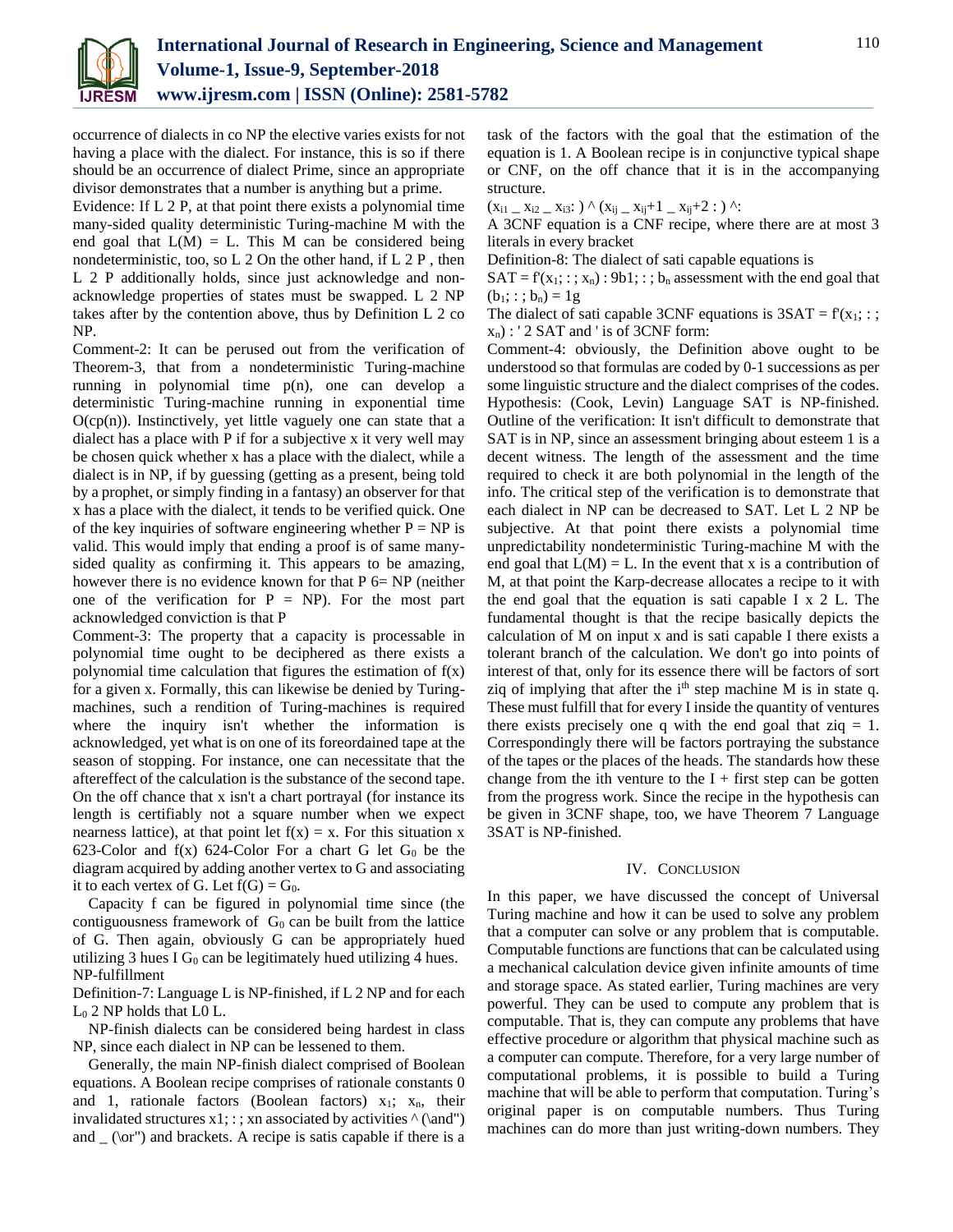occurrence of dialects in co NP the elective varies exists for not having a place with the dialect. For instance, this is so if there should be an occurrence of dialect Prime, since an appropriate divisor demonstrates that a number is anything but a prime.

Evidence: If L 2 P, at that point there exists a polynomial time many-sided quality deterministic Turing-machine M with the end goal that L(M) = L. This M can be considered being nondeterministic, too, so L 2 On the other hand, if L 2 P , then L 2 P additionally holds, since just acknowledge and non-acknowledge properties of states must be swapped. L 2 NP takes after by the contention above, thus by Definition L 2 co NP.

Comment-2: It can be perused out from the verification of Theorem-3, that from a nondeterministic Turing-machine running in polynomial time p(n), one can develop a deterministic Turing-machine running in exponential time O(cp(n)). Instinctively, yet little vaguely one can state that a dialect has a place with P if for a subjective x it very well may be chosen quick whether x has a place with the dialect, while a dialect is in NP, if by guessing (getting as a present, being told by a prophet, or simply finding in a fantasy) an observer for that x has a place with the dialect, it tends to be verified quick. One of the key inquiries of software engineering whether P = NP is valid. This would imply that ending a proof is of same many-sided quality as confirming it. This appears to be amazing, however there is no evidence known for that P 6= NP (neither one of the verification for P = NP). For the most part acknowledged conviction is that P

Comment-3: The property that a capacity is processable in polynomial time ought to be deciphered as there exists a polynomial time calculation that figures the estimation of f(x) for a given x. Formally, this can likewise be denied by Turing-machines, such a rendition of Turing-machines is required where the inquiry isn't whether the information is acknowledged, yet what is on one of its foreordained tape at the season of stopping. For instance, one can necessitate that the aftereffect of the calculation is the substance of the second tape. On the off chance that x isn't a chart portrayal (for instance its length is certifiably not a square number when we expect nearness lattice), at that point let f(x) = x. For this situation x 623-Color and f(x) 624-Color For a chart G let $G_0$ be the diagram acquired by adding another vertex to G and associating it to each vertex of G. Let f(G) = $G_0$.

Capacity f can be figured in polynomial time since (the contiguousness framework of $G_0$ can be built from the lattice of G. Then again, obviously G can be appropriately hued utilizing 3 hues I $G_0$ can be legitimately hued utilizing 4 hues.

NP-fulfillment

Definition-7: Language L is NP-finished, if L 2 NP and for each $L_0$ 2 NP holds that L0 L.

NP-finish dialects can be considered being hardest in class NP, since each dialect in NP can be lessened to them.

Generally, the main NP-finish dialect comprised of Boolean equations. A Boolean recipe comprises of rationale constants 0 and 1, rationale factors (Boolean factors) $x_1$; $x_n$, their invalidated structures x1; : ; xn associated by activities ^ (\and") and _ (\or") and brackets. A recipe is satis capable if there is a task of the factors with the goal that the estimation of the equation is 1. A Boolean recipe is in conjunctive typical shape or CNF, on the off chance that it is in the accompanying structure.

($x_{i1}$ _ $x_{i2}$ _ $x_{i3}$: ) ^ ($x_{ij}$ _ $x_{ij}$+1 _ $x_{ij}$+2 : ) ^:

A 3CNF equation is a CNF recipe, where there are at most 3 literals in every bracket

Definition-8: The dialect of sati capable equations is

SAT = f'($x_1$; : ; $x_n$) : 9b1; : ; $b_n$ assessment with the end goal that ($b_1$; : ; $b_n$) = 1g

The dialect of sati capable 3CNF equations is 3SAT = f'($x_1$; : ; $x_n$) : ' 2 SAT and ' is of 3CNF form:

Comment-4: obviously, the Definition above ought to be understood so that formulas are coded by 0-1 successions as per some linguistic structure and the dialect comprises of the codes.

Hypothesis: (Cook, Levin) Language SAT is NP-finished. Outline of the verification: It isn't difficult to demonstrate that SAT is in NP, since an assessment bringing about esteem 1 is a decent witness. The length of the assessment and the time required to check it are both polynomial in the length of the info. The critical step of the verification is to demonstrate that each dialect in NP can be decreased to SAT. Let L 2 NP be subjective. At that point there exists a polynomial time unpredictability nondeterministic Turing-machine M with the end goal that L(M) = L. In the event that x is a contribution of M, at that point the Karp-decrease allocates a recipe to it with the end goal that the equation is sati capable I x 2 L. The fundamental thought is that the recipe basically depicts the calculation of M on input x and is sati capable I there exists a tolerant branch of the calculation. We don't go into points of interest of that, only for its essence there will be factors of sort ziq of implying that after the $i^{th}$ step machine M is in state q. These must fulfill that for every I inside the quantity of ventures there exists precisely one q with the end goal that ziq = 1. Correspondingly there will be factors portraying the substance of the tapes or the places of the heads. The standards how these change from the ith venture to the I + first step can be gotten from the progress work. Since the recipe in the hypothesis can be given in 3CNF shape, too, we have Theorem 7 Language 3SAT is NP-finished.

## IV. Conclusion

In this paper, we have discussed the concept of Universal Turing machine and how it can be used to solve any problem that a computer can solve or any problem that is computable. Computable functions are functions that can be calculated using a mechanical calculation device given infinite amounts of time and storage space. As stated earlier, Turing machines are very powerful. They can be used to compute any problem that is computable. That is, they can compute any problems that have effective procedure or algorithm that physical machine such as a computer can compute. Therefore, for a very large number of computational problems, it is possible to build a Turing machine that will be able to perform that computation. Turing's original paper is on computable numbers. Thus Turing machines can do more than just writing-down numbers. They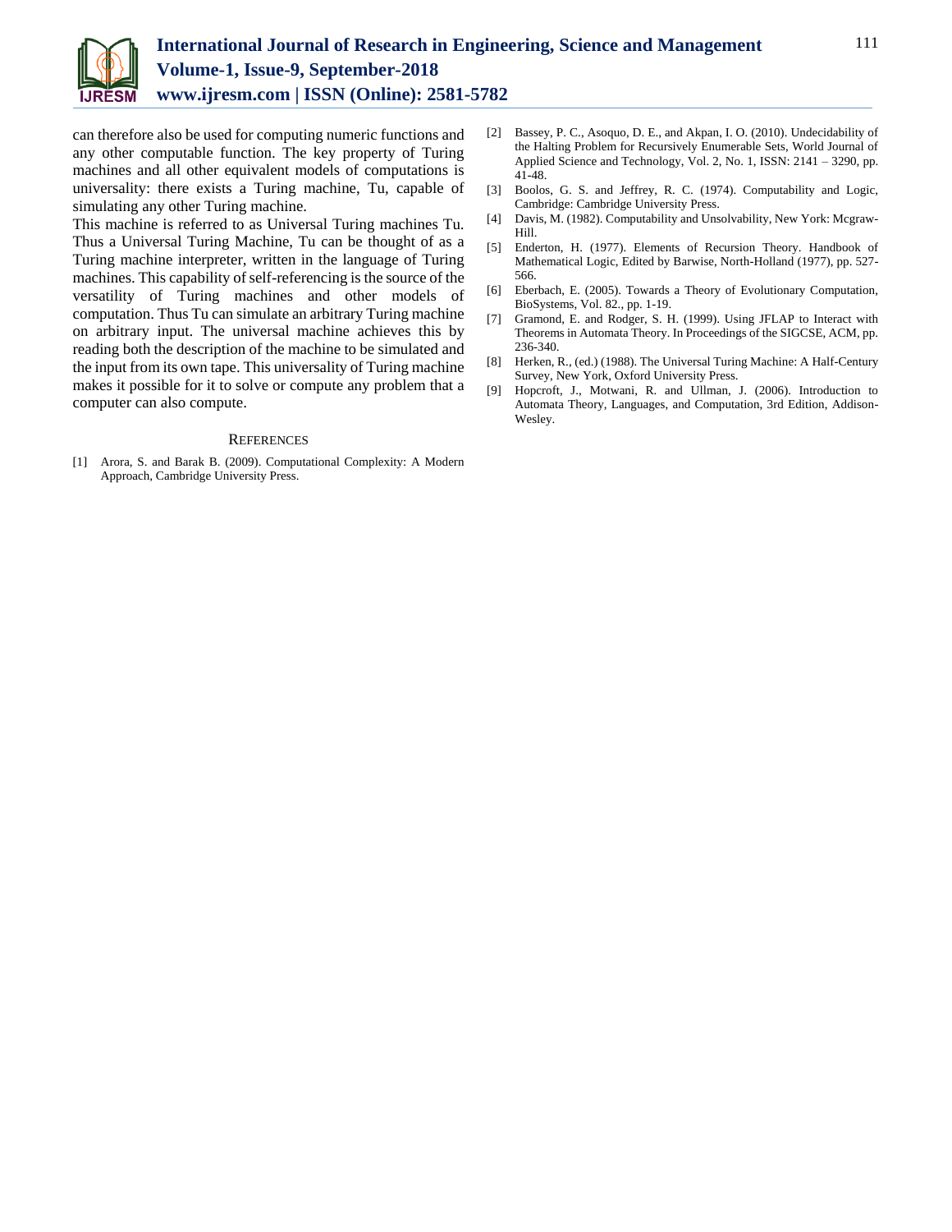can therefore also be used for computing numeric functions and any other computable function. The key property of Turing machines and all other equivalent models of computations is universality: there exists a Turing machine, Tu, capable of simulating any other Turing machine.

This machine is referred to as Universal Turing machines Tu. Thus a Universal Turing Machine, Tu can be thought of as a Turing machine interpreter, written in the language of Turing machines. This capability of self-referencing is the source of the versatility of Turing machines and other models of computation. Thus Tu can simulate an arbitrary Turing machine on arbitrary input. The universal machine achieves this by reading both the description of the machine to be simulated and the input from its own tape. This universality of Turing machine makes it possible for it to solve or compute any problem that a computer can also compute.

## References

[1] Arora, S. and Barak B. (2009). Computational Complexity: A Modern Approach, Cambridge University Press.

[2] Bassey, P. C., Asoquo, D. E., and Akpan, I. O. (2010). Undecidability of the Halting Problem for Recursively Enumerable Sets, World Journal of Applied Science and Technology, Vol. 2, No. 1, ISSN: 2141 – 3290, pp. 41-48.

[3] Boolos, G. S. and Jeffrey, R. C. (1974). Computability and Logic, Cambridge: Cambridge University Press.

[4] Davis, M. (1982). Computability and Unsolvability, New York: Mcgraw-Hill.

[5] Enderton, H. (1977). Elements of Recursion Theory. Handbook of Mathematical Logic, Edited by Barwise, North-Holland (1977), pp. 527-566.

[6] Eberbach, E. (2005). Towards a Theory of Evolutionary Computation, BioSystems, Vol. 82., pp. 1-19.

[7] Gramond, E. and Rodger, S. H. (1999). Using JFLAP to Interact with Theorems in Automata Theory. In Proceedings of the SIGCSE, ACM, pp. 236-340.

[8] Herken, R., (ed.) (1988). The Universal Turing Machine: A Half-Century Survey, New York, Oxford University Press.

[9] Hopcroft, J., Motwani, R. and Ullman, J. (2006). Introduction to Automata Theory, Languages, and Computation, 3rd Edition, Addison-Wesley.